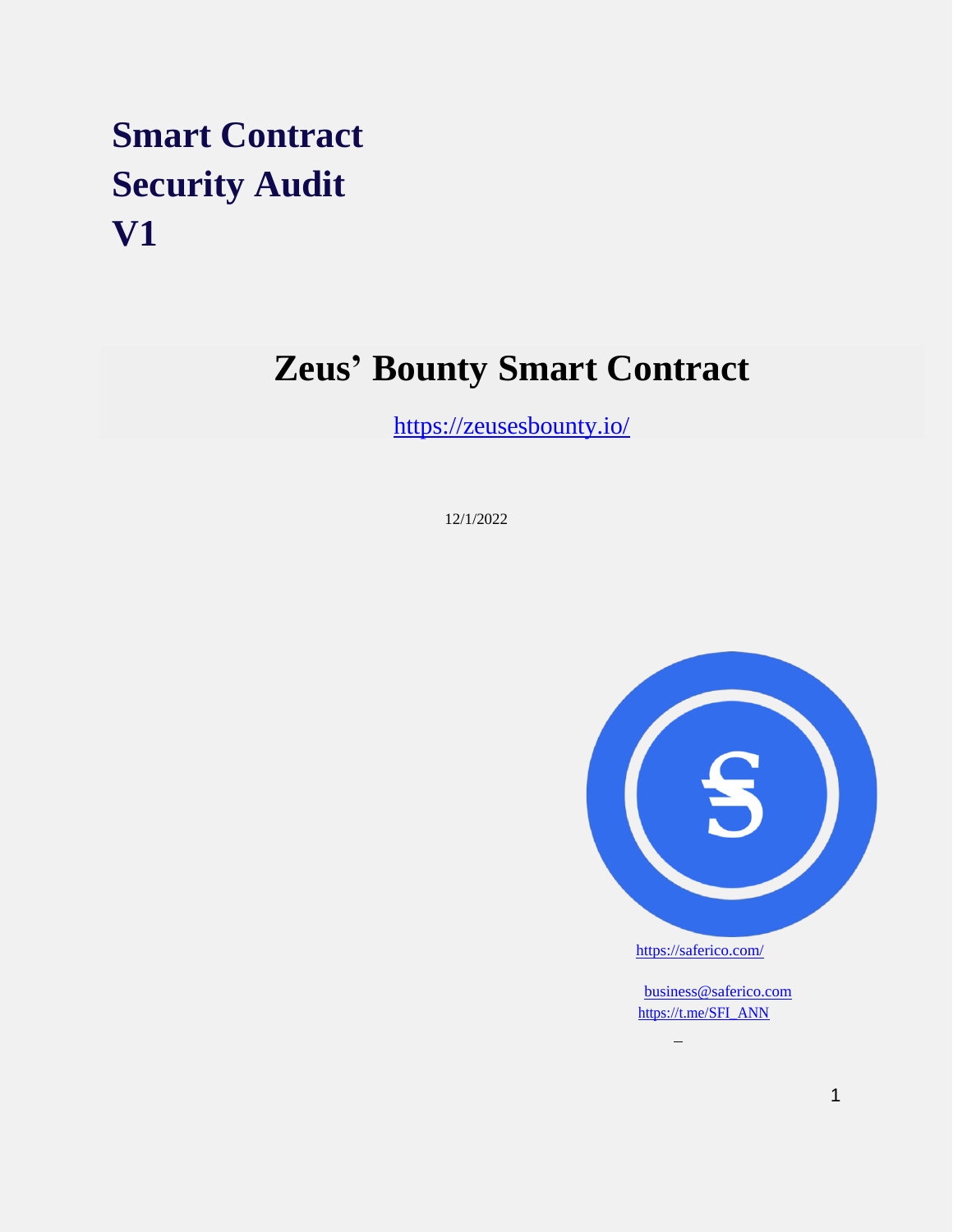# Smart Contract Security Audit V1

## Zeus' Bounty Smart Contract

https://zeusesbounty.io/

12/1/2022

https://saferico.com/

business@saferico.com

https://t.me/SFI_ANN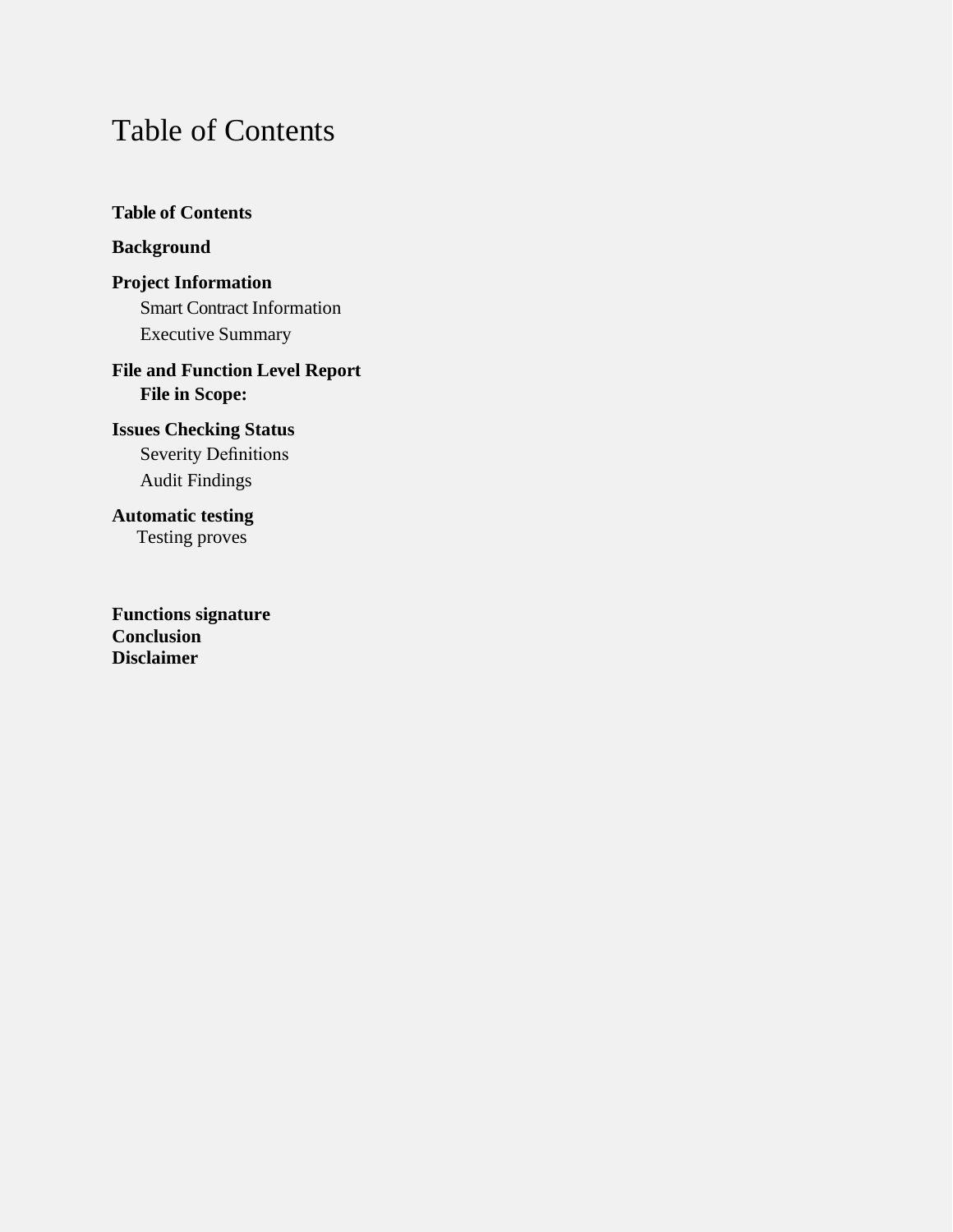# Table of Contents

**Table of Contents**

**Background**

**Project Information**

- Smart Contract Information
- Executive Summary

**File and Function Level Report**

- **File in Scope:**

**Issues Checking Status**

- Severity Definitions
- Audit Findings

**Automatic testing**

- Testing proves

**Functions signature**
**Conclusion**
**Disclaimer**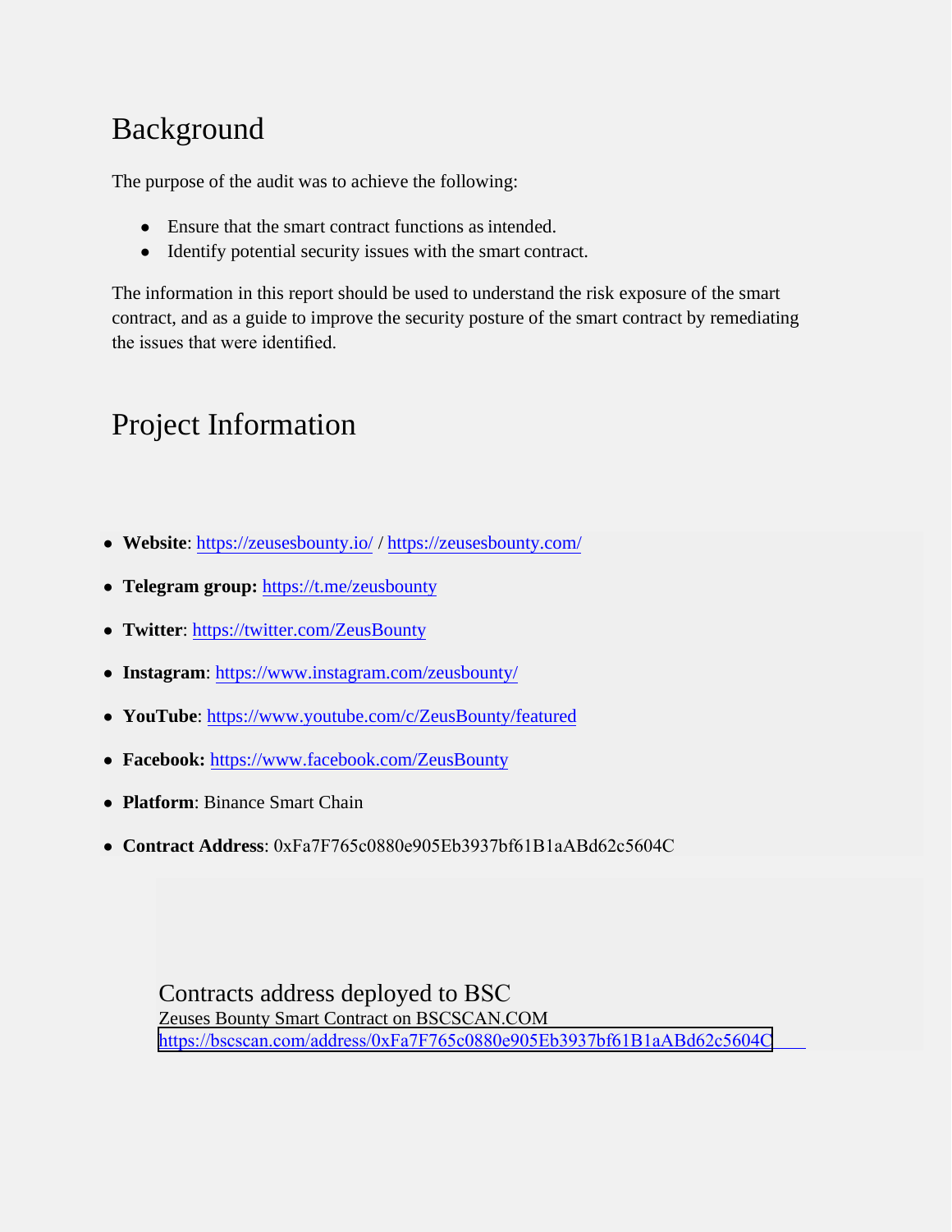## Background

The purpose of the audit was to achieve the following:

- Ensure that the smart contract functions as intended.
- Identify potential security issues with the smart contract.

The information in this report should be used to understand the risk exposure of the smart contract, and as a guide to improve the security posture of the smart contract by remediating the issues that were identified.

## Project Information

- **Website**: https://zeusesbounty.io/ / https://zeusesbounty.com/
- **Telegram group:** https://t.me/zeusbounty
- **Twitter**: https://twitter.com/ZeusBounty
- **Instagram**: https://www.instagram.com/zeusbounty/
- **YouTube**: https://www.youtube.com/c/ZeusBounty/featured
- **Facebook:** https://www.facebook.com/ZeusBounty
- **Platform**: Binance Smart Chain
- **Contract Address**: 0xFa7F765c0880e905Eb3937bf61B1aABd62c5604C

### Contracts address deployed to BSC

Zeuses Bounty Smart Contract on BSCSCAN.COM
https://bscscan.com/address/0xFa7F765c0880e905Eb3937bf61B1aABd62c5604C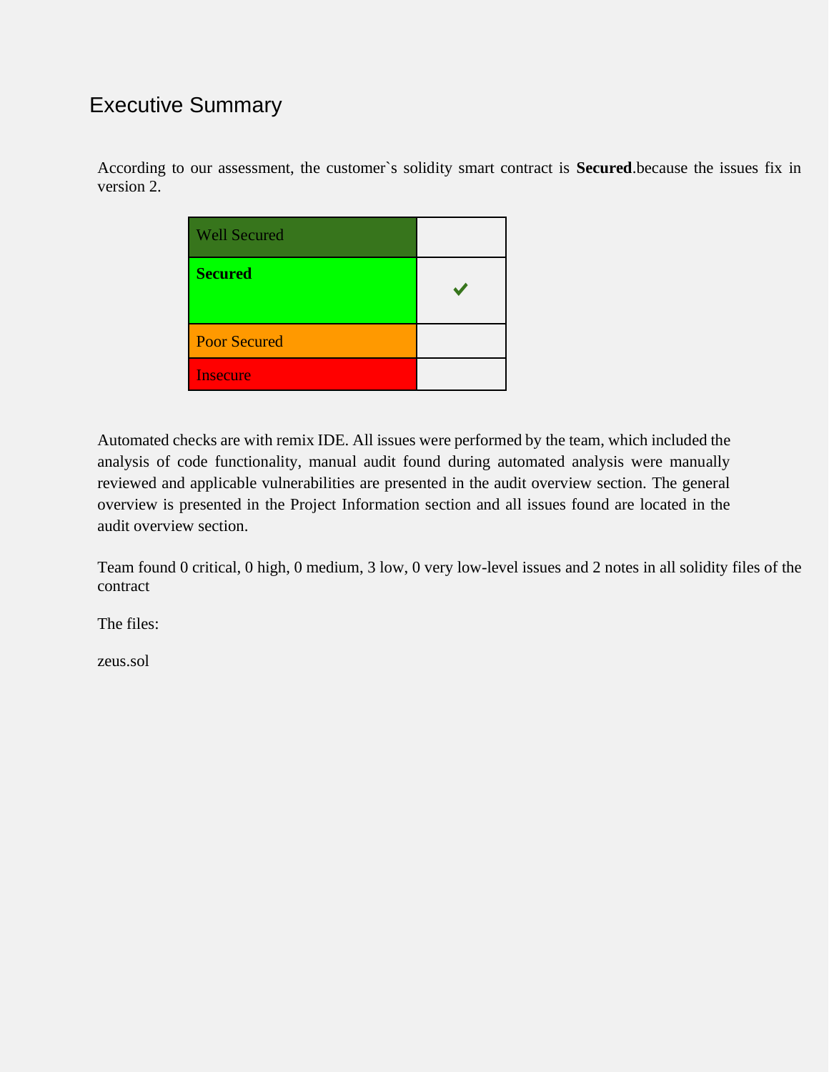# Executive Summary

According to our assessment, the customer`s solidity smart contract is **Secured**.because the issues fix in version 2.

| | |
|---|---|
| Well Secured | |
| **Secured** | ✔ |
| Poor Secured | |
| Insecure | |

Automated checks are with remix IDE. All issues were performed by the team, which included the analysis of code functionality, manual audit found during automated analysis were manually reviewed and applicable vulnerabilities are presented in the audit overview section. The general overview is presented in the Project Information section and all issues found are located in the audit overview section.

Team found 0 critical, 0 high, 0 medium, 3 low, 0 very low-level issues and 2 notes in all solidity files of the contract

The files:

zeus.sol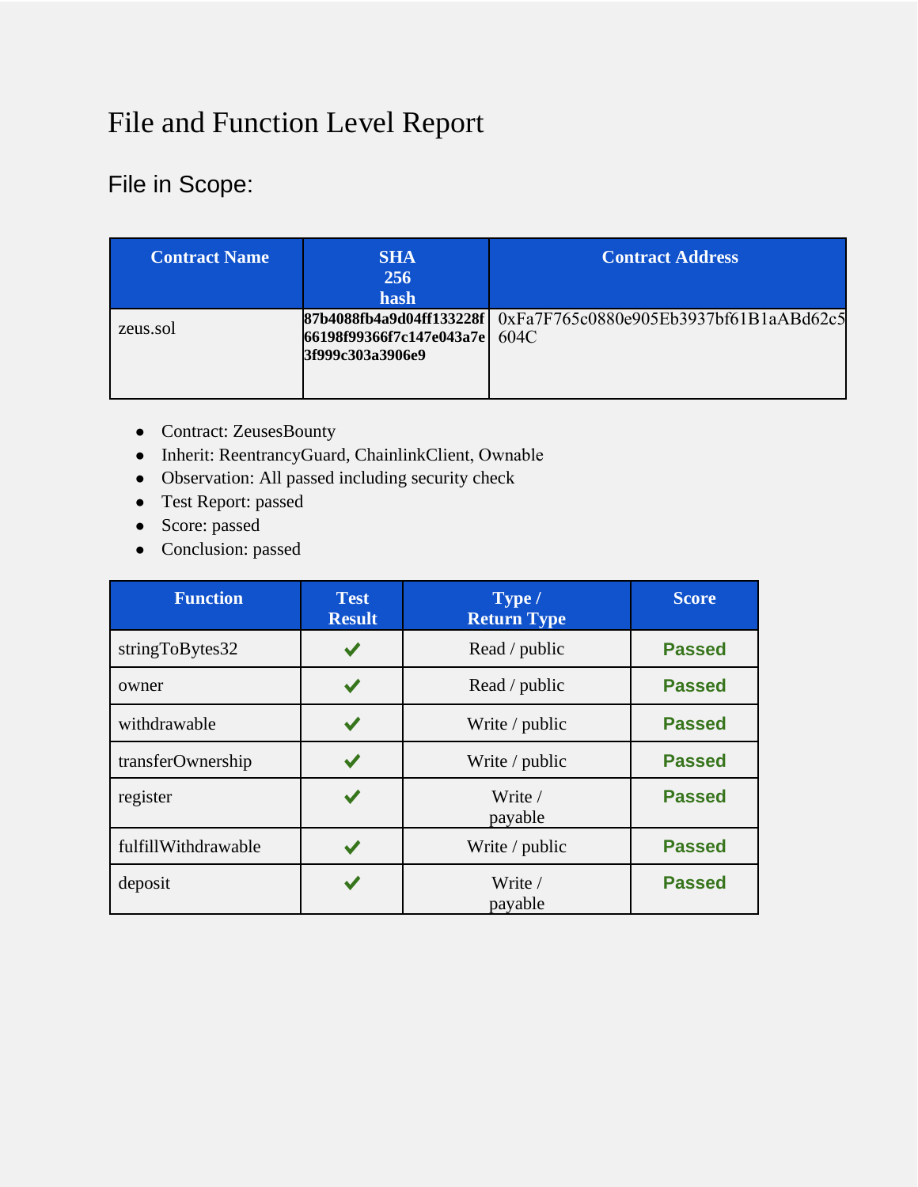# File and Function Level Report

## File in Scope:

| Contract Name | SHA 256 hash | Contract Address |
|---|---|---|
| zeus.sol | 87b4088fb4a9d04ff133228f66198f99366f7c147e043a7e3f999c303a3906e9 | 0xFa7F765c0880e905Eb3937bf61B1aABd62c5604C |

- Contract: ZeusesBounty
- Inherit: ReentrancyGuard, ChainlinkClient, Ownable
- Observation: All passed including security check
- Test Report: passed
- Score: passed
- Conclusion: passed

| Function | Test Result | Type / Return Type | Score |
|---|---|---|---|
| stringToBytes32 | ✔ | Read / public | Passed |
| owner | ✔ | Read / public | Passed |
| withdrawable | ✔ | Write / public | Passed |
| transferOwnership | ✔ | Write / public | Passed |
| register | ✔ | Write / payable | Passed |
| fulfillWithdrawable | ✔ | Write / public | Passed |
| deposit | ✔ | Write / payable | Passed |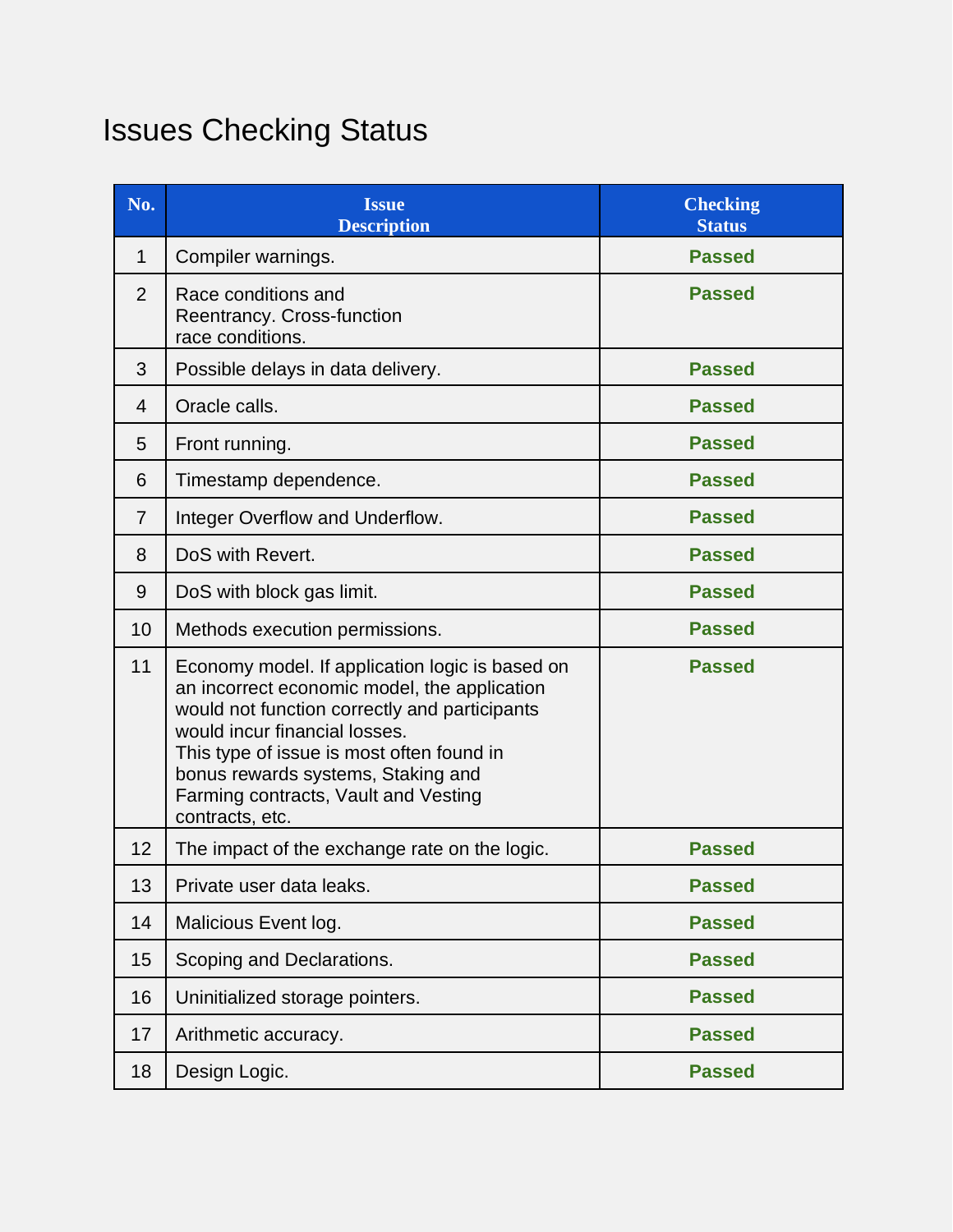# Issues Checking Status

| No. | Issue Description | Checking Status |
|---|---|---|
| 1 | Compiler warnings. | **Passed** |
| 2 | Race conditions and Reentrancy. Cross-function race conditions. | **Passed** |
| 3 | Possible delays in data delivery. | **Passed** |
| 4 | Oracle calls. | **Passed** |
| 5 | Front running. | **Passed** |
| 6 | Timestamp dependence. | **Passed** |
| 7 | Integer Overflow and Underflow. | **Passed** |
| 8 | DoS with Revert. | **Passed** |
| 9 | DoS with block gas limit. | **Passed** |
| 10 | Methods execution permissions. | **Passed** |
| 11 | Economy model. If application logic is based on an incorrect economic model, the application would not function correctly and participants would incur financial losses. This type of issue is most often found in bonus rewards systems, Staking and Farming contracts, Vault and Vesting contracts, etc. | **Passed** |
| 12 | The impact of the exchange rate on the logic. | **Passed** |
| 13 | Private user data leaks. | **Passed** |
| 14 | Malicious Event log. | **Passed** |
| 15 | Scoping and Declarations. | **Passed** |
| 16 | Uninitialized storage pointers. | **Passed** |
| 17 | Arithmetic accuracy. | **Passed** |
| 18 | Design Logic. | **Passed** |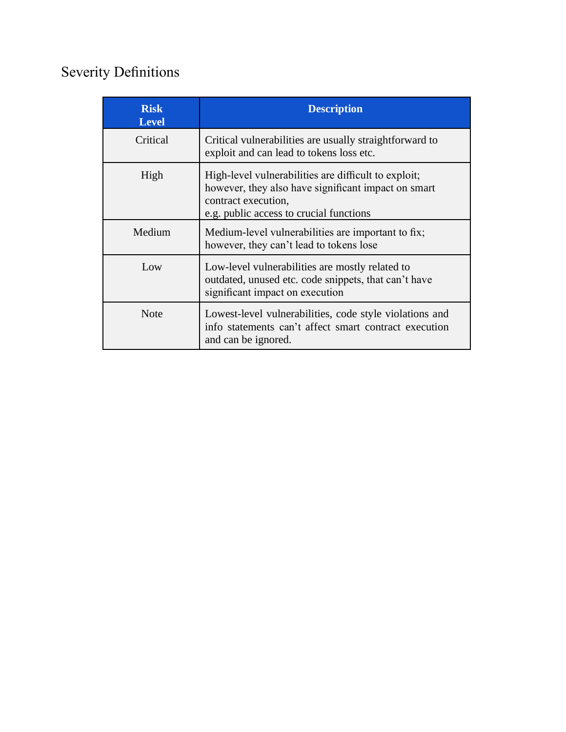# Severity Definitions

| Risk Level | Description |
|---|---|
| Critical | Critical vulnerabilities are usually straightforward to exploit and can lead to tokens loss etc. |
| High | High-level vulnerabilities are difficult to exploit; however, they also have significant impact on smart contract execution, e.g. public access to crucial functions |
| Medium | Medium-level vulnerabilities are important to fix; however, they can't lead to tokens lose |
| Low | Low-level vulnerabilities are mostly related to outdated, unused etc. code snippets, that can't have significant impact on execution |
| Note | Lowest-level vulnerabilities, code style violations and info statements can't affect smart contract execution and can be ignored. |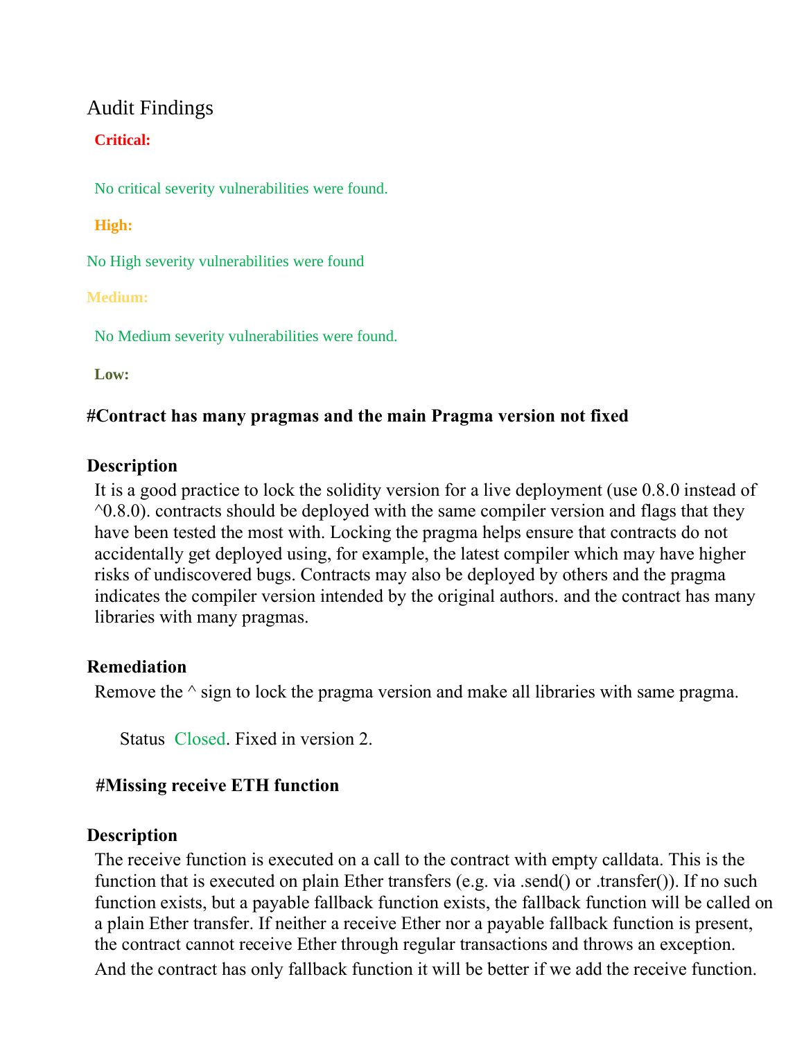# Audit Findings

**Critical:**

No critical severity vulnerabilities were found.

**High:**

No High severity vulnerabilities were found

**Medium:**

No Medium severity vulnerabilities were found.

**Low:**

### #Contract has many pragmas and the main Pragma version not fixed

**Description**

It is a good practice to lock the solidity version for a live deployment (use 0.8.0 instead of ^0.8.0). contracts should be deployed with the same compiler version and flags that they have been tested the most with. Locking the pragma helps ensure that contracts do not accidentally get deployed using, for example, the latest compiler which may have higher risks of undiscovered bugs. Contracts may also be deployed by others and the pragma indicates the compiler version intended by the original authors. and the contract has many libraries with many pragmas.

**Remediation**

Remove the ^ sign to lock the pragma version and make all libraries with same pragma.

Status Closed. Fixed in version 2.

### #Missing receive ETH function

**Description**

The receive function is executed on a call to the contract with empty calldata. This is the function that is executed on plain Ether transfers (e.g. via .send() or .transfer()). If no such function exists, but a payable fallback function exists, the fallback function will be called on a plain Ether transfer. If neither a receive Ether nor a payable fallback function is present, the contract cannot receive Ether through regular transactions and throws an exception. And the contract has only fallback function it will be better if we add the receive function.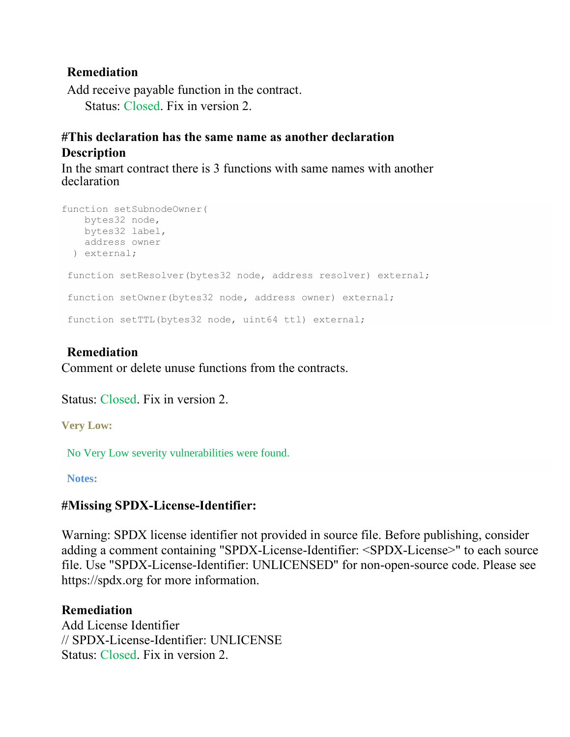**Remediation**

Add receive payable function in the contract.

Status: Closed. Fix in version 2.

#This declaration has the same name as another declaration

**Description**

In the smart contract there is 3 functions with same names with another declaration

```
function setSubnodeOwner(
    bytes32 node,
    bytes32 label,
    address owner
  ) external;

 function setResolver(bytes32 node, address resolver) external;

 function setOwner(bytes32 node, address owner) external;

 function setTTL(bytes32 node, uint64 ttl) external;
```

**Remediation**

Comment or delete unuse functions from the contracts.

Status: Closed. Fix in version 2.

**Very Low:**

No Very Low severity vulnerabilities were found.

**Notes:**

#Missing SPDX-License-Identifier:

Warning: SPDX license identifier not provided in source file. Before publishing, consider adding a comment containing "SPDX-License-Identifier: <SPDX-License>" to each source file. Use "SPDX-License-Identifier: UNLICENSED" for non-open-source code. Please see https://spdx.org for more information.

**Remediation**

Add License Identifier
// SPDX-License-Identifier: UNLICENSE
Status: Closed. Fix in version 2.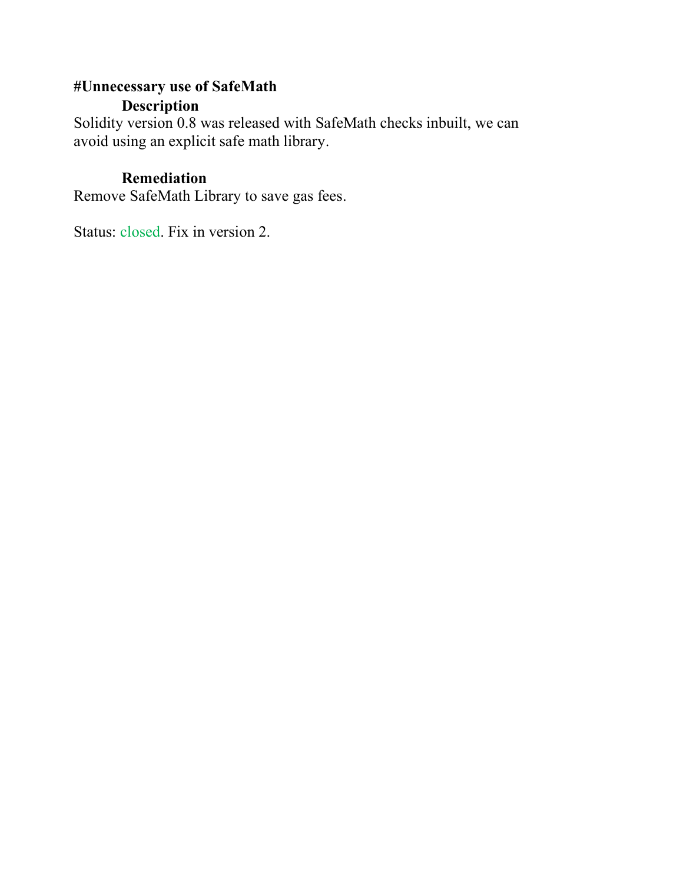#Unnecessary use of SafeMath

### Description

Solidity version 0.8 was released with SafeMath checks inbuilt, we can avoid using an explicit safe math library.

### Remediation

Remove SafeMath Library to save gas fees.

Status: closed. Fix in version 2.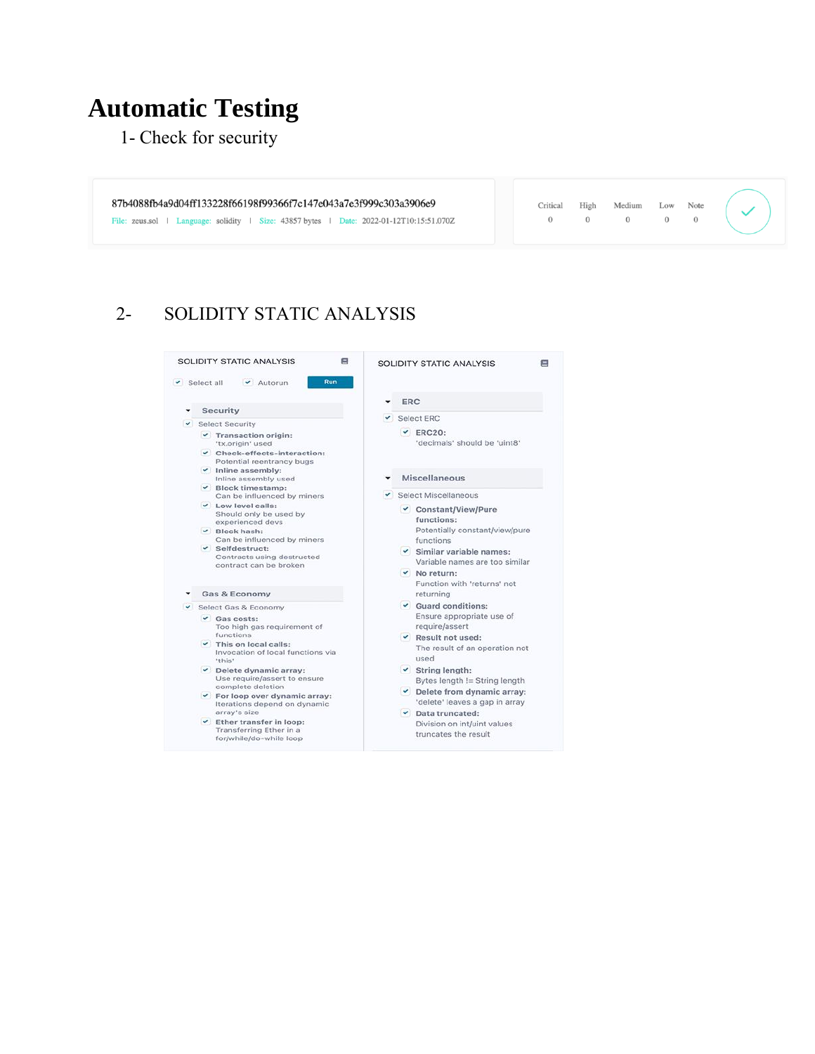# Automatic Testing

1- Check for security

87b4088fb4a9d04ff133228f66198f99366f7c147e043a7e3f999c303a3906e9

File: zeus.sol | Language: solidity | Size: 43857 bytes | Date: 2022-01-12T10:15:51.070Z

| Critical | High | Medium | Low | Note |
|---|---|---|---|---|
| 0 | 0 | 0 | 0 | 0 |

2- SOLIDITY STATIC ANALYSIS

SOLIDITY STATIC ANALYSIS

Select all | Autorun | Run

**Security**

Select Security

- **Transaction origin:** 'tx.origin' used
- **Check-effects-interaction:** Potential reentrancy bugs
- **Inline assembly:** Inline assembly used
- **Block timestamp:** Can be influenced by miners
- **Low level calls:** Should only be used by experienced devs
- **Block hash:** Can be influenced by miners
- **Selfdestruct:** Contracts using destructed contract can be broken

**Gas & Economy**

Select Gas & Economy

- **Gas costs:** Too high gas requirement of functions
- **This on local calls:** Invocation of local functions via 'this'
- **Delete dynamic array:** Use require/assert to ensure complete deletion
- **For loop over dynamic array:** Iterations depend on dynamic array's size
- **Ether transfer in loop:** Transferring Ether in a for/while/do-while loop

SOLIDITY STATIC ANALYSIS

**ERC**

Select ERC

- **ERC20:** 'decimals' should be 'uint8'

**Miscellaneous**

Select Miscellaneous

- **Constant/View/Pure functions:** Potentially constant/view/pure functions
- **Similar variable names:** Variable names are too similar
- **No return:** Function with 'returns' not returning
- **Guard conditions:** Ensure appropriate use of require/assert
- **Result not used:** The result of an operation not used
- **String length:** Bytes length != String length
- **Delete from dynamic array:** 'delete' leaves a gap in array
- **Data truncated:** Division on int/uint values truncates the result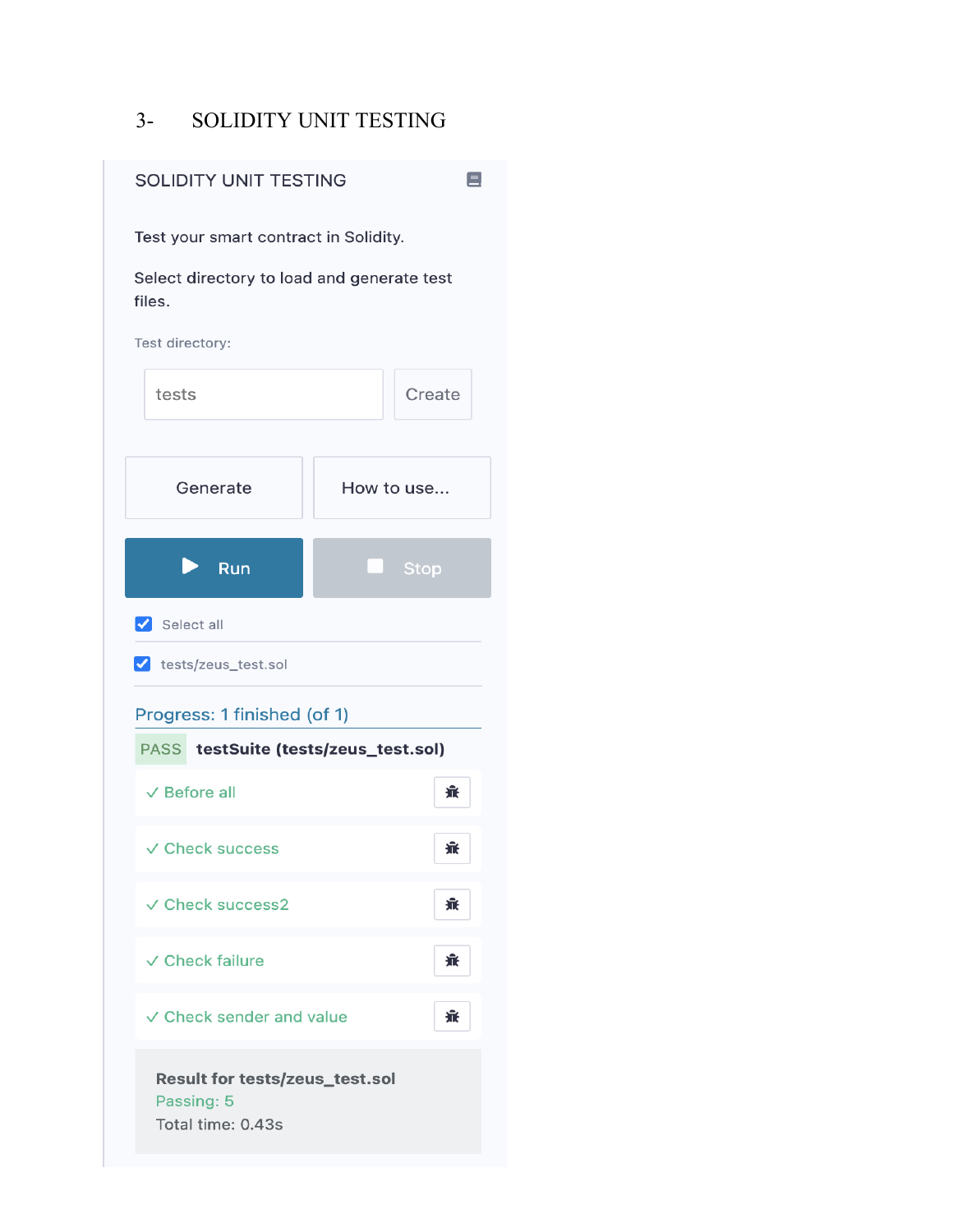# 3- SOLIDITY UNIT TESTING

SOLIDITY UNIT TESTING

Test your smart contract in Solidity.

Select directory to load and generate test files.

Test directory:

tests | Create

Generate | How to use...

Run | Stop

☑ Select all

☑ tests/zeus_test.sol

Progress: 1 finished (of 1)

PASS **testSuite (tests/zeus_test.sol)**

✓ Before all

✓ Check success

✓ Check success2

✓ Check failure

✓ Check sender and value

**Result for tests/zeus_test.sol**
Passing: 5
Total time: 0.43s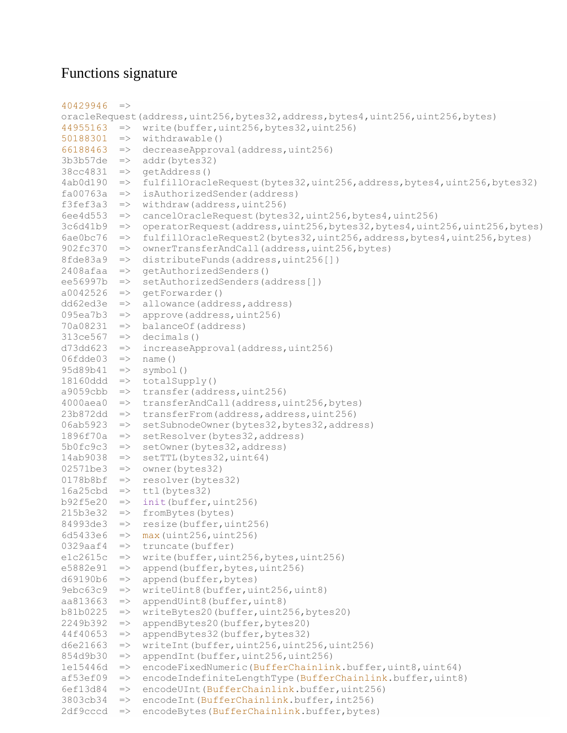# Functions signature

```
40429946  =>
oracleRequest(address,uint256,bytes32,address,bytes4,uint256,uint256,bytes)
44955163  =>  write(buffer,uint256,bytes32,uint256)
50188301  =>  withdrawable()
66188463  =>  decreaseApproval(address,uint256)
3b3b57de  =>  addr(bytes32)
38cc4831  =>  getAddress()
4ab0d190  =>  fulfillOracleRequest(bytes32,uint256,address,bytes4,uint256,bytes32)
fa00763a  =>  isAuthorizedSender(address)
f3fef3a3  =>  withdraw(address,uint256)
6ee4d553  =>  cancelOracleRequest(bytes32,uint256,bytes4,uint256)
3c6d41b9  =>  operatorRequest(address,uint256,bytes32,bytes4,uint256,uint256,bytes)
6ae0bc76  =>  fulfillOracleRequest2(bytes32,uint256,address,bytes4,uint256,bytes)
902fc370  =>  ownerTransferAndCall(address,uint256,bytes)
8fde83a9  =>  distributeFunds(address,uint256[])
2408afaa  =>  getAuthorizedSenders()
ee56997b  =>  setAuthorizedSenders(address[])
a0042526  =>  getForwarder()
dd62ed3e  =>  allowance(address,address)
095ea7b3  =>  approve(address,uint256)
70a08231  =>  balanceOf(address)
313ce567  =>  decimals()
d73dd623  =>  increaseApproval(address,uint256)
06fdde03  =>  name()
95d89b41  =>  symbol()
18160ddd  =>  totalSupply()
a9059cbb  =>  transfer(address,uint256)
4000aea0  =>  transferAndCall(address,uint256,bytes)
23b872dd  =>  transferFrom(address,address,uint256)
06ab5923  =>  setSubnodeOwner(bytes32,bytes32,address)
1896f70a  =>  setResolver(bytes32,address)
5b0fc9c3  =>  setOwner(bytes32,address)
14ab9038  =>  setTTL(bytes32,uint64)
02571be3  =>  owner(bytes32)
0178b8bf  =>  resolver(bytes32)
16a25cbd  =>  ttl(bytes32)
b92f5e20  =>  init(buffer,uint256)
215b3e32  =>  fromBytes(bytes)
84993de3  =>  resize(buffer,uint256)
6d5433e6  =>  max(uint256,uint256)
0329aaf4  =>  truncate(buffer)
e1c2615c  =>  write(buffer,uint256,bytes,uint256)
e5882e91  =>  append(buffer,bytes,uint256)
d69190b6  =>  append(buffer,bytes)
9ebc63c9  =>  writeUint8(buffer,uint256,uint8)
aa813663  =>  appendUint8(buffer,uint8)
b81b0225  =>  writeBytes20(buffer,uint256,bytes20)
2249b392  =>  appendBytes20(buffer,bytes20)
44f40653  =>  appendBytes32(buffer,bytes32)
d6e21663  =>  writeInt(buffer,uint256,uint256,uint256)
854d9b30  =>  appendInt(buffer,uint256,uint256)
1e15446d  =>  encodeFixedNumeric(BufferChainlink.buffer,uint8,uint64)
af53ef09  =>  encodeIndefiniteLengthType(BufferChainlink.buffer,uint8)
6ef13d84  =>  encodeUInt(BufferChainlink.buffer,uint256)
3803cb34  =>  encodeInt(BufferChainlink.buffer,int256)
2df9cccd  =>  encodeBytes(BufferChainlink.buffer,bytes)
```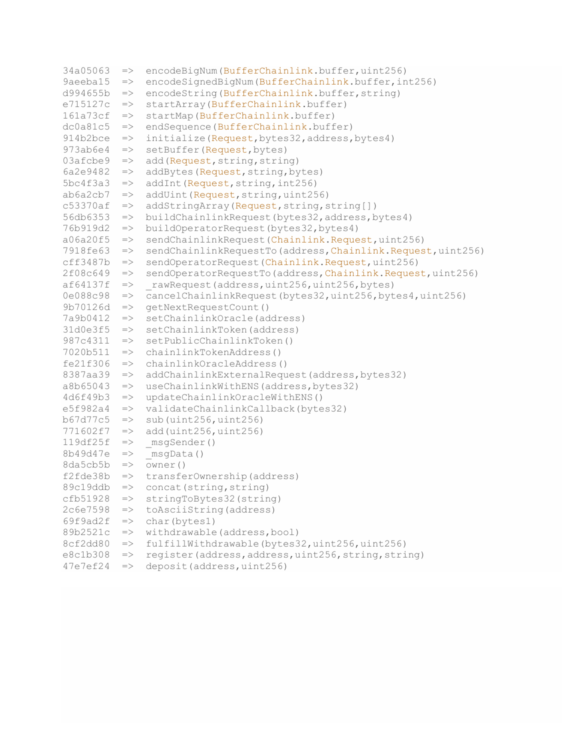```
34a05063  =>  encodeBigNum(BufferChainlink.buffer,uint256)
9aeeba15  =>  encodeSignedBigNum(BufferChainlink.buffer,int256)
d994655b  =>  encodeString(BufferChainlink.buffer,string)
e715127c  =>  startArray(BufferChainlink.buffer)
161a73cf  =>  startMap(BufferChainlink.buffer)
dc0a81c5  =>  endSequence(BufferChainlink.buffer)
914b2bce  =>  initialize(Request,bytes32,address,bytes4)
973ab6e4  =>  setBuffer(Request,bytes)
03afcbe9  =>  add(Request,string,string)
6a2e9482  =>  addBytes(Request,string,bytes)
5bc4f3a3  =>  addInt(Request,string,int256)
ab6a2cb7  =>  addUint(Request,string,uint256)
c53370af  =>  addStringArray(Request,string,string[])
56db6353  =>  buildChainlinkRequest(bytes32,address,bytes4)
76b919d2  =>  buildOperatorRequest(bytes32,bytes4)
a06a20f5  =>  sendChainlinkRequest(Chainlink.Request,uint256)
7918fe63  =>  sendChainlinkRequestTo(address,Chainlink.Request,uint256)
cff3487b  =>  sendOperatorRequest(Chainlink.Request,uint256)
2f08c649  =>  sendOperatorRequestTo(address,Chainlink.Request,uint256)
af64137f  =>  _rawRequest(address,uint256,uint256,bytes)
0e088c98  =>  cancelChainlinkRequest(bytes32,uint256,bytes4,uint256)
9b70126d  =>  getNextRequestCount()
7a9b0412  =>  setChainlinkOracle(address)
31d0e3f5  =>  setChainlinkToken(address)
987c4311  =>  setPublicChainlinkToken()
7020b511  =>  chainlinkTokenAddress()
fe21f306  =>  chainlinkOracleAddress()
8387aa39  =>  addChainlinkExternalRequest(address,bytes32)
a8b65043  =>  useChainlinkWithENS(address,bytes32)
4d6f49b3  =>  updateChainlinkOracleWithENS()
e5f982a4  =>  validateChainlinkCallback(bytes32)
b67d77c5  =>  sub(uint256,uint256)
771602f7  =>  add(uint256,uint256)
119df25f  =>  _msgSender()
8b49d47e  =>  _msgData()
8da5cb5b  =>  owner()
f2fde38b  =>  transferOwnership(address)
89c19ddb  =>  concat(string,string)
cfb51928  =>  stringToBytes32(string)
2c6e7598  =>  toAsciiString(address)
69f9ad2f  =>  char(bytes1)
89b2521c  =>  withdrawable(address,bool)
8cf2dd80  =>  fulfillWithdrawable(bytes32,uint256,uint256)
e8c1b308  =>  register(address,address,uint256,string,string)
47e7ef24  =>  deposit(address,uint256)
```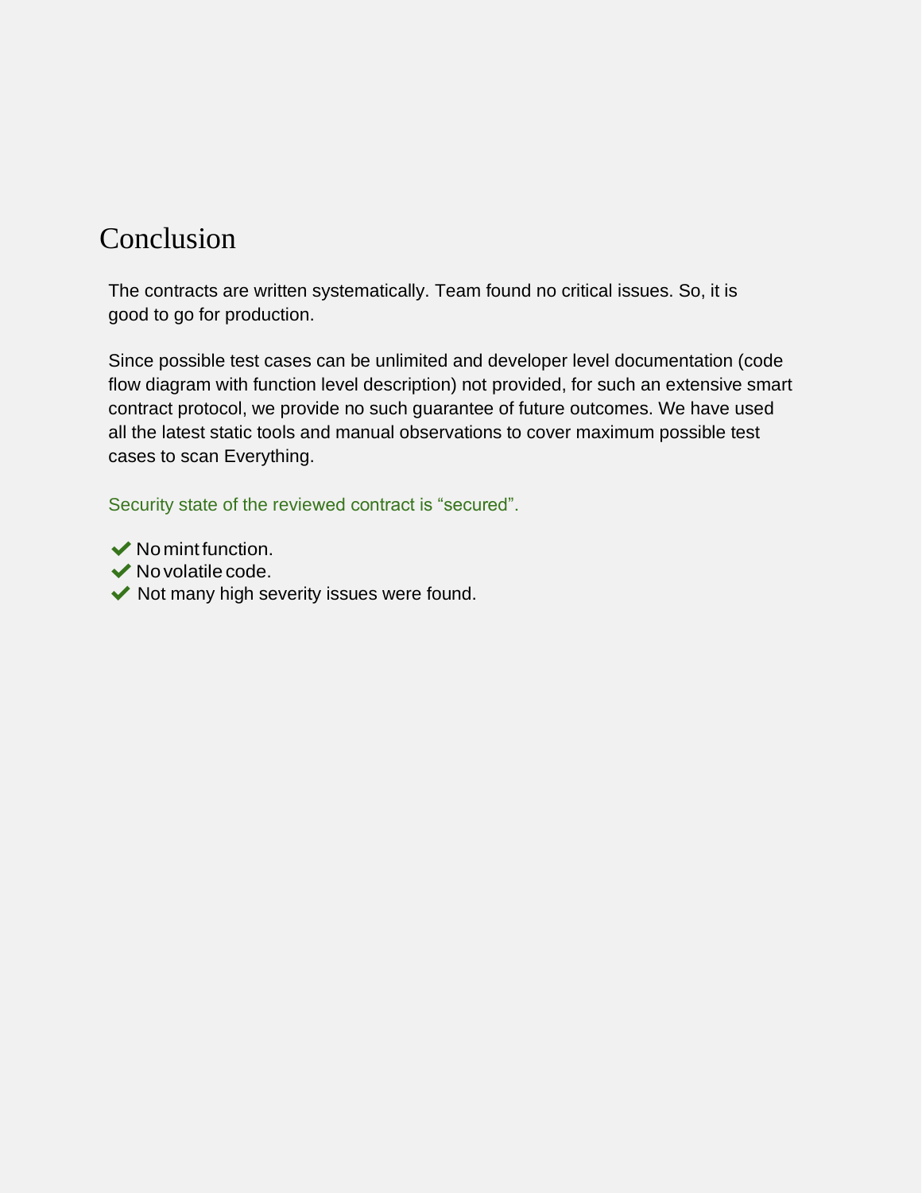# Conclusion

The contracts are written systematically. Team found no critical issues. So, it is good to go for production.

Since possible test cases can be unlimited and developer level documentation (code flow diagram with function level description) not provided, for such an extensive smart contract protocol, we provide no such guarantee of future outcomes. We have used all the latest static tools and manual observations to cover maximum possible test cases to scan Everything.

Security state of the reviewed contract is “secured”.

- ✔ No mint function.
- ✔ No volatile code.
- ✔ Not many high severity issues were found.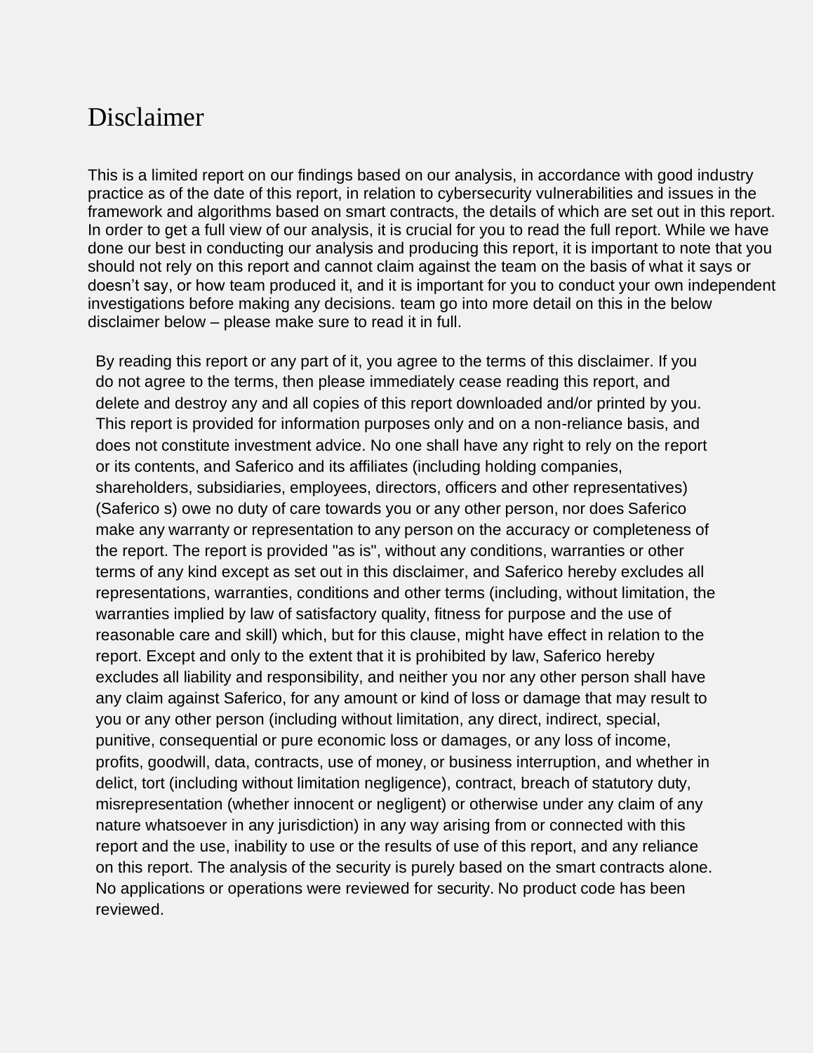# Disclaimer

This is a limited report on our findings based on our analysis, in accordance with good industry practice as of the date of this report, in relation to cybersecurity vulnerabilities and issues in the framework and algorithms based on smart contracts, the details of which are set out in this report. In order to get a full view of our analysis, it is crucial for you to read the full report. While we have done our best in conducting our analysis and producing this report, it is important to note that you should not rely on this report and cannot claim against the team on the basis of what it says or doesn't say, or how team produced it, and it is important for you to conduct your own independent investigations before making any decisions. team go into more detail on this in the below disclaimer below – please make sure to read it in full.

By reading this report or any part of it, you agree to the terms of this disclaimer. If you do not agree to the terms, then please immediately cease reading this report, and delete and destroy any and all copies of this report downloaded and/or printed by you. This report is provided for information purposes only and on a non-reliance basis, and does not constitute investment advice. No one shall have any right to rely on the report or its contents, and Saferico and its affiliates (including holding companies, shareholders, subsidiaries, employees, directors, officers and other representatives) (Saferico s) owe no duty of care towards you or any other person, nor does Saferico make any warranty or representation to any person on the accuracy or completeness of the report. The report is provided "as is", without any conditions, warranties or other terms of any kind except as set out in this disclaimer, and Saferico hereby excludes all representations, warranties, conditions and other terms (including, without limitation, the warranties implied by law of satisfactory quality, fitness for purpose and the use of reasonable care and skill) which, but for this clause, might have effect in relation to the report. Except and only to the extent that it is prohibited by law, Saferico hereby excludes all liability and responsibility, and neither you nor any other person shall have any claim against Saferico, for any amount or kind of loss or damage that may result to you or any other person (including without limitation, any direct, indirect, special, punitive, consequential or pure economic loss or damages, or any loss of income, profits, goodwill, data, contracts, use of money, or business interruption, and whether in delict, tort (including without limitation negligence), contract, breach of statutory duty, misrepresentation (whether innocent or negligent) or otherwise under any claim of any nature whatsoever in any jurisdiction) in any way arising from or connected with this report and the use, inability to use or the results of use of this report, and any reliance on this report. The analysis of the security is purely based on the smart contracts alone. No applications or operations were reviewed for security. No product code has been reviewed.